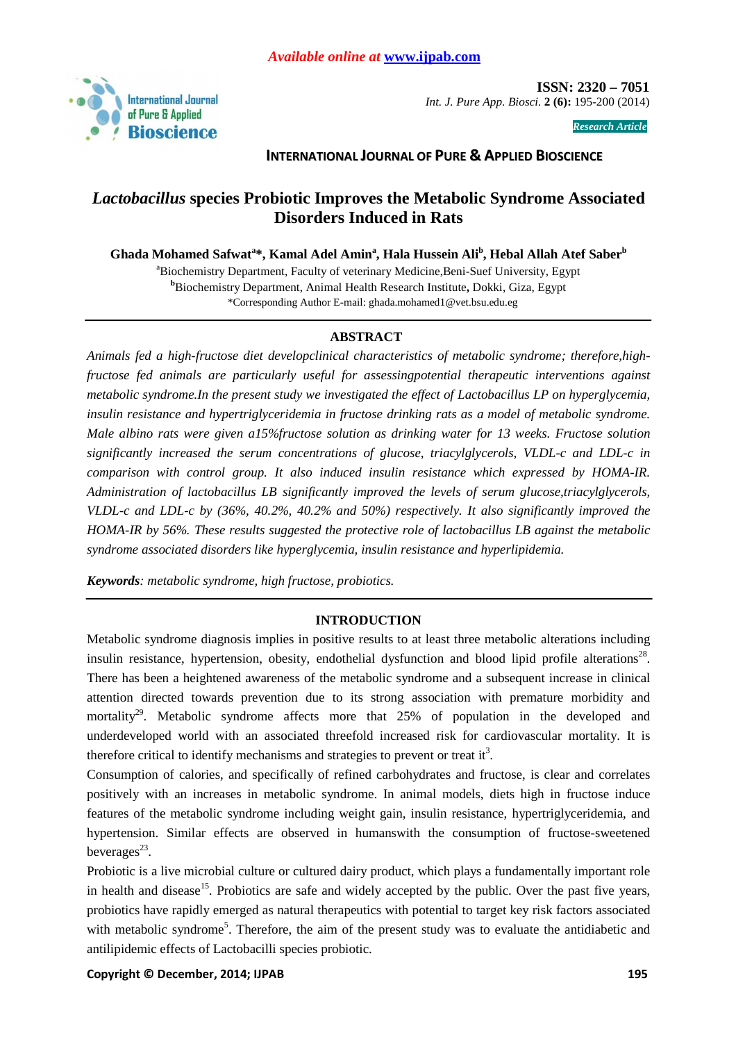**Research Article**

**INTERNATIONAL JOURNAL OF PURE & APPLIED BIOSCIENCE**

# *Lactobacillus* species Probiotic Improves the Metabolic Syndrome Associated Disorders Induced in Rats

**Ghada Mohamed Safwat[a]\*, Kamal Adel Amin[a], Hala Hussein Ali[b], Hebal Allah Atef Saber[b]**

[a]Biochemistry Department, Faculty of veterinary Medicine,Beni-Suef University, Egypt
[b]Biochemistry Department, Animal Health Research Institute, Dokki, Giza, Egypt
\*Corresponding Author E-mail: ghada.mohamed1@vet.bsu.edu.eg

## ABSTRACT

*Animals fed a high-fructose diet developclinical characteristics of metabolic syndrome; therefore,high-fructose fed animals are particularly useful for assessingpotential therapeutic interventions against metabolic syndrome.In the present study we investigated the effect of Lactobacillus LP on hyperglycemia, insulin resistance and hypertriglyceridemia in fructose drinking rats as a model of metabolic syndrome. Male albino rats were given a15%fructose solution as drinking water for 13 weeks. Fructose solution significantly increased the serum concentrations of glucose, triacylglycerols, VLDL-c and LDL-c in comparison with control group. It also induced insulin resistance which expressed by HOMA-IR. Administration of lactobacillus LB significantly improved the levels of serum glucose,triacylglycerols, VLDL-c and LDL-c by (36%, 40.2%, 40.2% and 50%) respectively. It also significantly improved the HOMA-IR by 56%. These results suggested the protective role of lactobacillus LB against the metabolic syndrome associated disorders like hyperglycemia, insulin resistance and hyperlipidemia.*

***Keywords**: metabolic syndrome, high fructose, probiotics.*

## INTRODUCTION

Metabolic syndrome diagnosis implies in positive results to at least three metabolic alterations including insulin resistance, hypertension, obesity, endothelial dysfunction and blood lipid profile alterations[28]. There has been a heightened awareness of the metabolic syndrome and a subsequent increase in clinical attention directed towards prevention due to its strong association with premature morbidity and mortality[29]. Metabolic syndrome affects more that 25% of population in the developed and underdeveloped world with an associated threefold increased risk for cardiovascular mortality. It is therefore critical to identify mechanisms and strategies to prevent or treat it[3].

Consumption of calories, and specifically of refined carbohydrates and fructose, is clear and correlates positively with an increases in metabolic syndrome. In animal models, diets high in fructose induce features of the metabolic syndrome including weight gain, insulin resistance, hypertriglyceridemia, and hypertension. Similar effects are observed in humanswith the consumption of fructose-sweetened beverages[23].

Probiotic is a live microbial culture or cultured dairy product, which plays a fundamentally important role in health and disease[15]. Probiotics are safe and widely accepted by the public. Over the past five years, probiotics have rapidly emerged as natural therapeutics with potential to target key risk factors associated with metabolic syndrome[5]. Therefore, the aim of the present study was to evaluate the antidiabetic and antilipidemic effects of Lactobacilli species probiotic.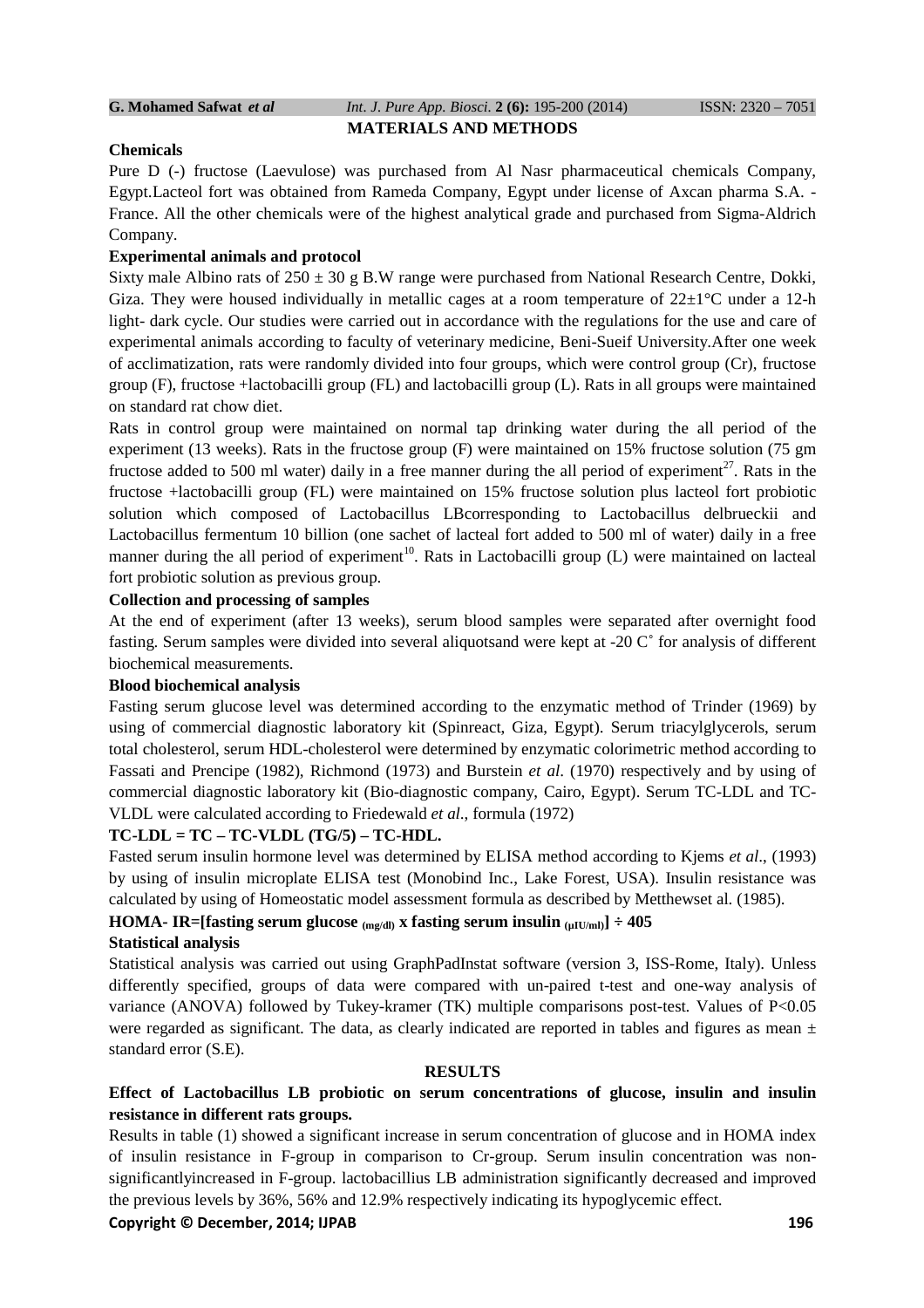## MATERIALS AND METHODS

### Chemicals

Pure D (-) fructose (Laevulose) was purchased from Al Nasr pharmaceutical chemicals Company, Egypt.Lacteol fort was obtained from Rameda Company, Egypt under license of Axcan pharma S.A. - France. All the other chemicals were of the highest analytical grade and purchased from Sigma-Aldrich Company.

### Experimental animals and protocol

Sixty male Albino rats of 250 ± 30 g B.W range were purchased from National Research Centre, Dokki, Giza. They were housed individually in metallic cages at a room temperature of 22±1°C under a 12-h light- dark cycle. Our studies were carried out in accordance with the regulations for the use and care of experimental animals according to faculty of veterinary medicine, Beni-Sueif University.After one week of acclimatization, rats were randomly divided into four groups, which were control group (Cr), fructose group (F), fructose +lactobacilli group (FL) and lactobacilli group (L). Rats in all groups were maintained on standard rat chow diet.

Rats in control group were maintained on normal tap drinking water during the all period of the experiment (13 weeks). Rats in the fructose group (F) were maintained on 15% fructose solution (75 gm fructose added to 500 ml water) daily in a free manner during the all period of experiment[27]. Rats in the fructose +lactobacilli group (FL) were maintained on 15% fructose solution plus lacteol fort probiotic solution which composed of Lactobacillus LBcorresponding to Lactobacillus delbrueckii and Lactobacillus fermentum 10 billion (one sachet of lacteal fort added to 500 ml of water) daily in a free manner during the all period of experiment[10]. Rats in Lactobacilli group (L) were maintained on lacteal fort probiotic solution as previous group.

### Collection and processing of samples

At the end of experiment (after 13 weeks), serum blood samples were separated after overnight food fasting. Serum samples were divided into several aliquotsand were kept at -20 C˚ for analysis of different biochemical measurements.

### Blood biochemical analysis

Fasting serum glucose level was determined according to the enzymatic method of Trinder (1969) by using of commercial diagnostic laboratory kit (Spinreact, Giza, Egypt). Serum triacylglycerols, serum total cholesterol, serum HDL-cholesterol were determined by enzymatic colorimetric method according to Fassati and Prencipe (1982), Richmond (1973) and Burstein *et al*. (1970) respectively and by using of commercial diagnostic laboratory kit (Bio-diagnostic company, Cairo, Egypt). Serum TC-LDL and TC-VLDL were calculated according to Friedewald *et al*., formula (1972)

**TC-LDL = TC – TC-VLDL (TG/5) – TC-HDL.**

Fasted serum insulin hormone level was determined by ELISA method according to Kjems *et al*., (1993) by using of insulin microplate ELISA test (Monobind Inc., Lake Forest, USA). Insulin resistance was calculated by using of Homeostatic model assessment formula as described by Metthewset al. (1985).

$$\text{HOMA-IR} = [\text{fasting serum glucose}_{(mg/dl)} \times \text{fasting serum insulin}_{(\mu IU/ml)}] \div 405$$

### Statistical analysis

Statistical analysis was carried out using GraphPadInstat software (version 3, ISS-Rome, Italy). Unless differently specified, groups of data were compared with un-paired t-test and one-way analysis of variance (ANOVA) followed by Tukey-kramer (TK) multiple comparisons post-test. Values of $P<0.05$ were regarded as significant. The data, as clearly indicated are reported in tables and figures as mean ± standard error (S.E).

## RESULTS

### Effect of Lactobacillus LB probiotic on serum concentrations of glucose, insulin and insulin resistance in different rats groups.

Results in table (1) showed a significant increase in serum concentration of glucose and in HOMA index of insulin resistance in F-group in comparison to Cr-group. Serum insulin concentration was non-significantlyincreased in F-group. lactobacillius LB administration significantly decreased and improved the previous levels by 36%, 56% and 12.9% respectively indicating its hypoglycemic effect.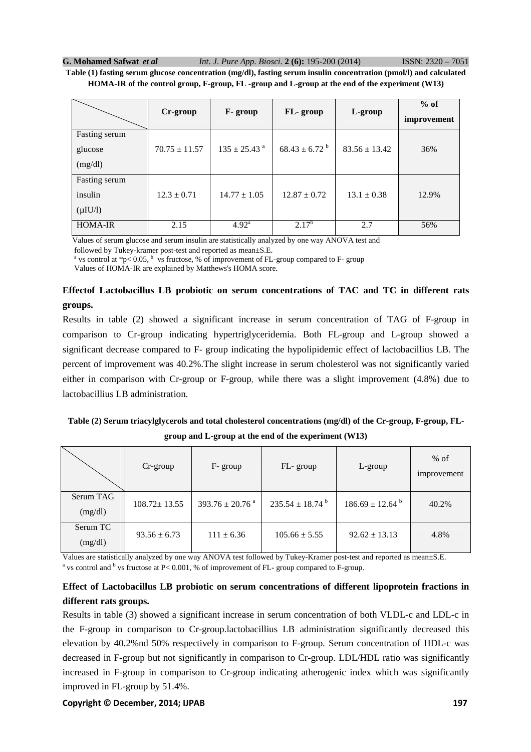**Table (1) fasting serum glucose concentration (mg/dl), fasting serum insulin concentration (pmol/l) and calculated HOMA-IR of the control group, F-group, FL -group and L-group at the end of the experiment (W13)**

| | Cr-group | F- group | FL- group | L-group | % of improvement |
|---|---|---|---|---|---|
| Fasting serum glucose (mg/dl) | 70.75 ± 11.57 | 135 ± 25.43 [a] | 68.43 ± 6.72 [b] | 83.56 ± 13.42 | 36% |
| Fasting serum insulin (μIU/l) | 12.3 ± 0.71 | 14.77 ± 1.05 | 12.87 ± 0.72 | 13.1 ± 0.38 | 12.9% |
| HOMA-IR | 2.15 | 4.92[a] | 2.17[b] | 2.7 | 56% |

Values of serum glucose and serum insulin are statistically analyzed by one way ANOVA test and followed by Tukey-kramer post-test and reported as mean±S.E.

[a] vs control at $*p < 0.05$, [b] vs fructose, % of improvement of FL-group compared to F- group

Values of HOMA-IR are explained by Matthews's HOMA score.

**Effectof Lactobacillus LB probiotic on serum concentrations of TAC and TC in different rats groups.**

Results in table (2) showed a significant increase in serum concentration of TAG of F-group in comparison to Cr-group indicating hypertriglyceridemia. Both FL-group and L-group showed a significant decrease compared to F- group indicating the hypolipidemic effect of lactobacillius LB. The percent of improvement was 40.2%.The slight increase in serum cholesterol was not significantly varied either in comparison with Cr-group or F-group, while there was a slight improvement (4.8%) due to lactobacillius LB administration.

**Table (2) Serum triacylglycerols and total cholesterol concentrations (mg/dl) of the Cr-group, F-group, FL-group and L-group at the end of the experiment (W13)**

| | Cr-group | F- group | FL- group | L-group | % of improvement |
|---|---|---|---|---|---|
| Serum TAG (mg/dl) | 108.72± 13.55 | 393.76 ± 20.76 [a] | 235.54 ± 18.74 [b] | 186.69 ± 12.64 [b] | 40.2% |
| Serum TC (mg/dl) | 93.56 ± 6.73 | 111 ± 6.36 | 105.66 ± 5.55 | 92.62 ± 13.13 | 4.8% |

Values are statistically analyzed by one way ANOVA test followed by Tukey-Kramer post-test and reported as mean±S.E.

[a] vs control and [b] vs fructose at $P < 0.001$, % of improvement of FL- group compared to F-group.

**Effect of Lactobacillus LB probiotic on serum concentrations of different lipoprotein fractions in different rats groups.**

Results in table (3) showed a significant increase in serum concentration of both VLDL-c and LDL-c in the F-group in comparison to Cr-group.lactobacillius LB administration significantly decreased this elevation by 40.2%nd 50% respectively in comparison to F-group. Serum concentration of HDL-c was decreased in F-group but not significantly in comparison to Cr-group. LDL/HDL ratio was significantly increased in F-group in comparison to Cr-group indicating atherogenic index which was significantly improved in FL-group by 51.4%.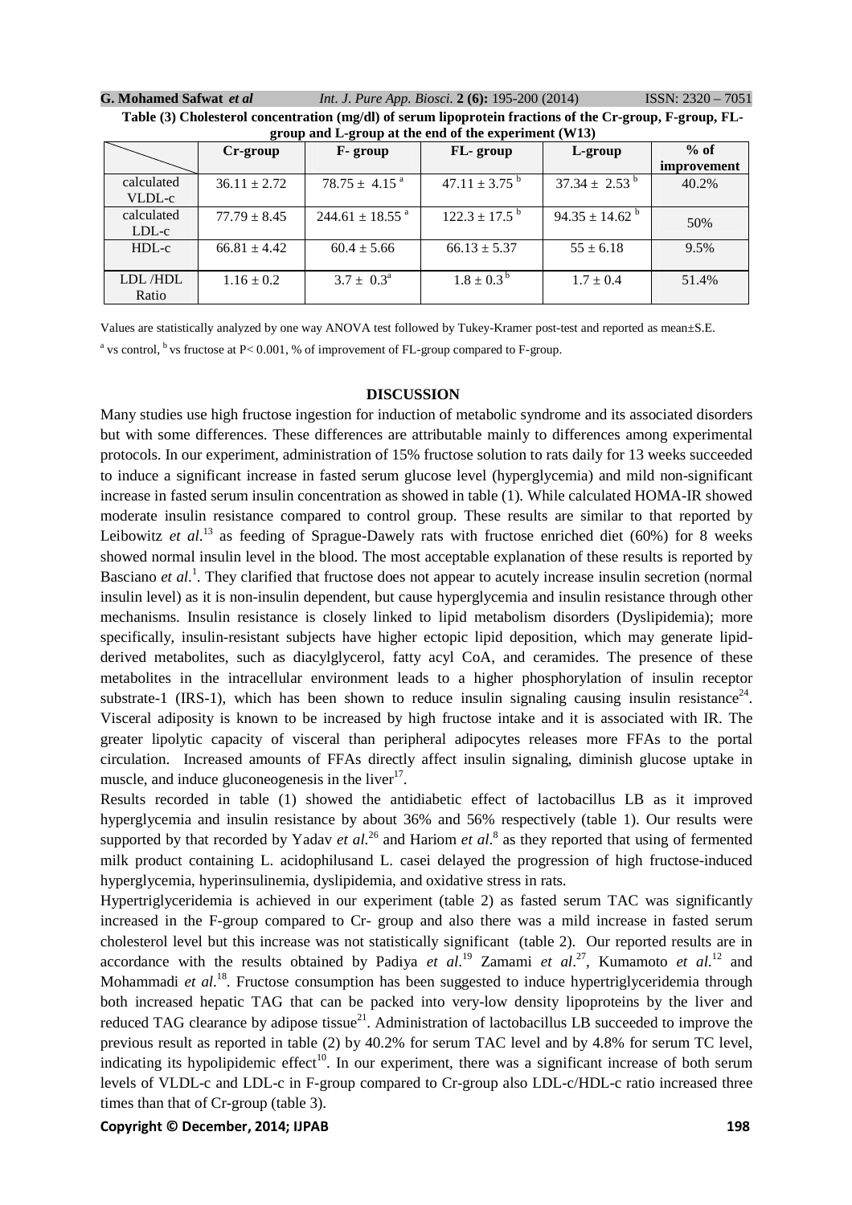**Table (3) Cholesterol concentration (mg/dl) of serum lipoprotein fractions of the Cr-group, F-group, FL-group and L-group at the end of the experiment (W13)**

| | Cr-group | F- group | FL- group | L-group | % of improvement |
|---|---|---|---|---|---|
| calculated VLDL-c | $36.11 \pm 2.72$ | $78.75 \pm 4.15^{a}$ | $47.11 \pm 3.75^{b}$ | $37.34 \pm 2.53^{b}$ | 40.2% |
| calculated LDL-c | $77.79 \pm 8.45$ | $244.61 \pm 18.55^{a}$ | $122.3 \pm 17.5^{b}$ | $94.35 \pm 14.62^{b}$ | 50% |
| HDL-c | $66.81 \pm 4.42$ | $60.4 \pm 5.66$ | $66.13 \pm 5.37$ | $55 \pm 6.18$ | 9.5% |
| LDL /HDL Ratio | $1.16 \pm 0.2$ | $3.7 \pm 0.3^{a}$ | $1.8 \pm 0.3^{b}$ | $1.7 \pm 0.4$ | 51.4% |

Values are statistically analyzed by one way ANOVA test followed by Tukey-Kramer post-test and reported as mean±S.E.

[a] vs control, [b] vs fructose at $P< 0.001$, % of improvement of FL-group compared to F-group.

## DISCUSSION

Many studies use high fructose ingestion for induction of metabolic syndrome and its associated disorders but with some differences. These differences are attributable mainly to differences among experimental protocols. In our experiment, administration of 15% fructose solution to rats daily for 13 weeks succeeded to induce a significant increase in fasted serum glucose level (hyperglycemia) and mild non-significant increase in fasted serum insulin concentration as showed in table (1). While calculated HOMA-IR showed moderate insulin resistance compared to control group. These results are similar to that reported by Leibowitz *et al*.[13] as feeding of Sprague-Dawely rats with fructose enriched diet (60%) for 8 weeks showed normal insulin level in the blood. The most acceptable explanation of these results is reported by Basciano *et al*.[1]. They clarified that fructose does not appear to acutely increase insulin secretion (normal insulin level) as it is non-insulin dependent, but cause hyperglycemia and insulin resistance through other mechanisms. Insulin resistance is closely linked to lipid metabolism disorders (Dyslipidemia); more specifically, insulin-resistant subjects have higher ectopic lipid deposition, which may generate lipid-derived metabolites, such as diacylglycerol, fatty acyl CoA, and ceramides. The presence of these metabolites in the intracellular environment leads to a higher phosphorylation of insulin receptor substrate-1 (IRS-1), which has been shown to reduce insulin signaling causing insulin resistance[24]. Visceral adiposity is known to be increased by high fructose intake and it is associated with IR. The greater lipolytic capacity of visceral than peripheral adipocytes releases more FFAs to the portal circulation. Increased amounts of FFAs directly affect insulin signaling, diminish glucose uptake in muscle, and induce gluconeogenesis in the liver[17].

Results recorded in table (1) showed the antidiabetic effect of lactobacillus LB as it improved hyperglycemia and insulin resistance by about 36% and 56% respectively (table 1). Our results were supported by that recorded by Yadav *et al*.[26] and Hariom *et al*.[8] as they reported that using of fermented milk product containing L. acidophilusand L. casei delayed the progression of high fructose-induced hyperglycemia, hyperinsulinemia, dyslipidemia, and oxidative stress in rats.

Hypertriglyceridemia is achieved in our experiment (table 2) as fasted serum TAC was significantly increased in the F-group compared to Cr- group and also there was a mild increase in fasted serum cholesterol level but this increase was not statistically significant (table 2). Our reported results are in accordance with the results obtained by Padiya *et al*.[19] Zamami *et al*.[27], Kumamoto *et al*.[12] and Mohammadi *et al*.[18]. Fructose consumption has been suggested to induce hypertriglyceridemia through both increased hepatic TAG that can be packed into very-low density lipoproteins by the liver and reduced TAG clearance by adipose tissue[21]. Administration of lactobacillus LB succeeded to improve the previous result as reported in table (2) by 40.2% for serum TAC level and by 4.8% for serum TC level, indicating its hypolipidemic effect[10]. In our experiment, there was a significant increase of both serum levels of VLDL-c and LDL-c in F-group compared to Cr-group also LDL-c/HDL-c ratio increased three times than that of Cr-group (table 3).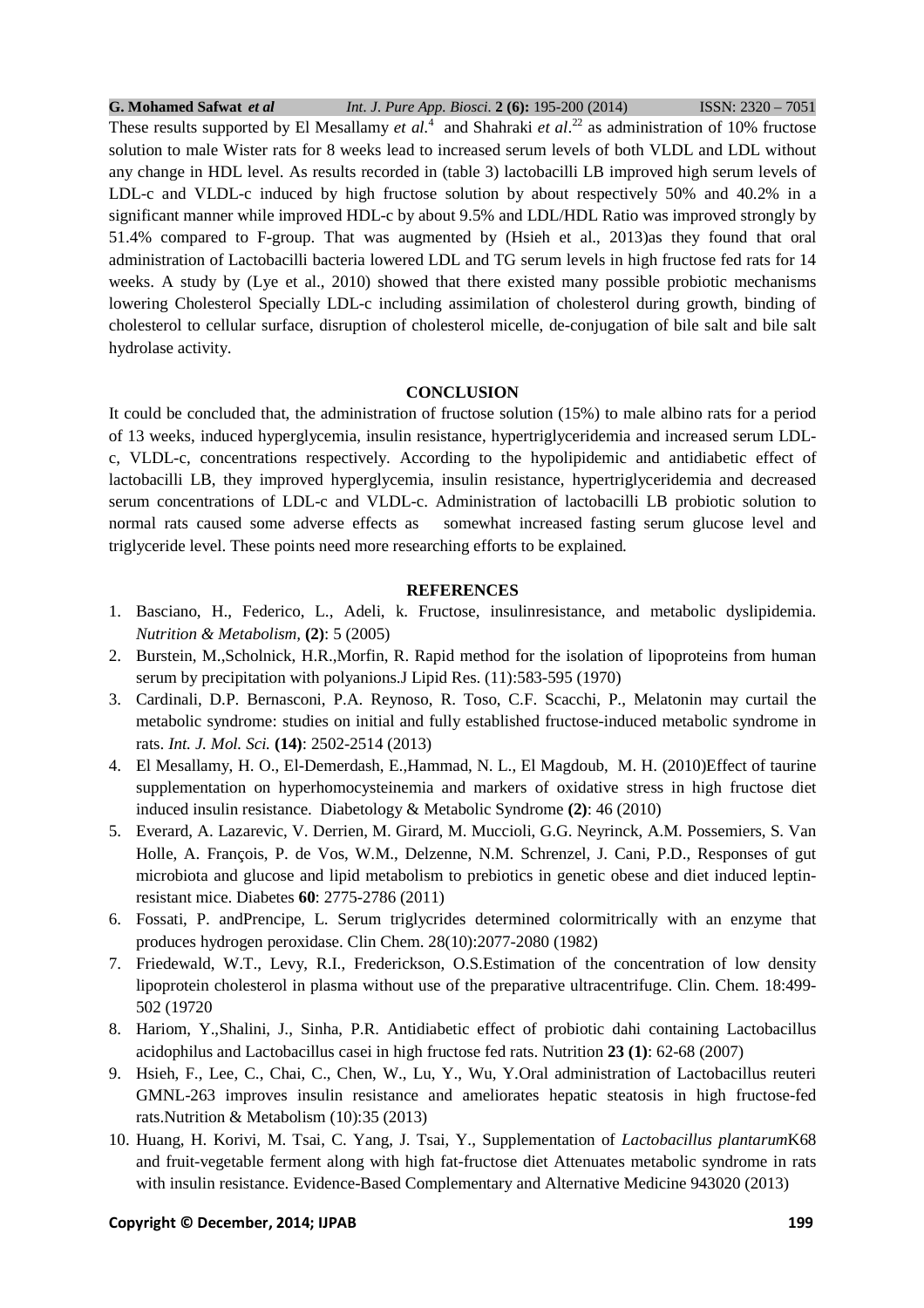These results supported by El Mesallamy *et al*.[4] and Shahraki *et al*.[22] as administration of 10% fructose solution to male Wister rats for 8 weeks lead to increased serum levels of both VLDL and LDL without any change in HDL level. As results recorded in (table 3) lactobacilli LB improved high serum levels of LDL-c and VLDL-c induced by high fructose solution by about respectively 50% and 40.2% in a significant manner while improved HDL-c by about 9.5% and LDL/HDL Ratio was improved strongly by 51.4% compared to F-group. That was augmented by (Hsieh et al., 2013)as they found that oral administration of Lactobacilli bacteria lowered LDL and TG serum levels in high fructose fed rats for 14 weeks. A study by (Lye et al., 2010) showed that there existed many possible probiotic mechanisms lowering Cholesterol Specially LDL-c including assimilation of cholesterol during growth, binding of cholesterol to cellular surface, disruption of cholesterol micelle, de-conjugation of bile salt and bile salt hydrolase activity.

## CONCLUSION

It could be concluded that, the administration of fructose solution (15%) to male albino rats for a period of 13 weeks, induced hyperglycemia, insulin resistance, hypertriglyceridemia and increased serum LDL-c, VLDL-c, concentrations respectively. According to the hypolipidemic and antidiabetic effect of lactobacilli LB, they improved hyperglycemia, insulin resistance, hypertriglyceridemia and decreased serum concentrations of LDL-c and VLDL-c. Administration of lactobacilli LB probiotic solution to normal rats caused some adverse effects as somewhat increased fasting serum glucose level and triglyceride level. These points need more researching efforts to be explained.

## REFERENCES

1. Basciano, H., Federico, L., Adeli, k. Fructose, insulinresistance, and metabolic dyslipidemia. *Nutrition & Metabolism*, **(2)**: 5 (2005)
2. Burstein, M.,Scholnick, H.R.,Morfin, R. Rapid method for the isolation of lipoproteins from human serum by precipitation with polyanions.J Lipid Res. (11):583-595 (1970)
3. Cardinali, D.P. Bernasconi, P.A. Reynoso, R. Toso, C.F. Scacchi, P., Melatonin may curtail the metabolic syndrome: studies on initial and fully established fructose-induced metabolic syndrome in rats. *Int. J. Mol. Sci.* **(14)**: 2502-2514 (2013)
4. El Mesallamy, H. O., El-Demerdash, E.,Hammad, N. L., El Magdoub, M. H. (2010)Effect of taurine supplementation on hyperhomocysteinemia and markers of oxidative stress in high fructose diet induced insulin resistance. Diabetology & Metabolic Syndrome **(2)**: 46 (2010)
5. Everard, A. Lazarevic, V. Derrien, M. Girard, M. Muccioli, G.G. Neyrinck, A.M. Possemiers, S. Van Holle, A. François, P. de Vos, W.M., Delzenne, N.M. Schrenzel, J. Cani, P.D., Responses of gut microbiota and glucose and lipid metabolism to prebiotics in genetic obese and diet induced leptin-resistant mice. Diabetes **60**: 2775-2786 (2011)
6. Fossati, P. andPrencipe, L. Serum triglycrides determined colormitrically with an enzyme that produces hydrogen peroxidase. Clin Chem. 28(10):2077-2080 (1982)
7. Friedewald, W.T., Levy, R.I., Frederickson, O.S.Estimation of the concentration of low density lipoprotein cholesterol in plasma without use of the preparative ultracentrifuge. Clin. Chem. 18:499-502 (19720
8. Hariom, Y.,Shalini, J., Sinha, P.R. Antidiabetic effect of probiotic dahi containing Lactobacillus acidophilus and Lactobacillus casei in high fructose fed rats. Nutrition **23 (1)**: 62-68 (2007)
9. Hsieh, F., Lee, C., Chai, C., Chen, W., Lu, Y., Wu, Y.Oral administration of Lactobacillus reuteri GMNL-263 improves insulin resistance and ameliorates hepatic steatosis in high fructose-fed rats.Nutrition & Metabolism (10):35 (2013)
10. Huang, H. Korivi, M. Tsai, C. Yang, J. Tsai, Y., Supplementation of *Lactobacillus plantarum*K68 and fruit-vegetable ferment along with high fat-fructose diet Attenuates metabolic syndrome in rats with insulin resistance. Evidence-Based Complementary and Alternative Medicine 943020 (2013)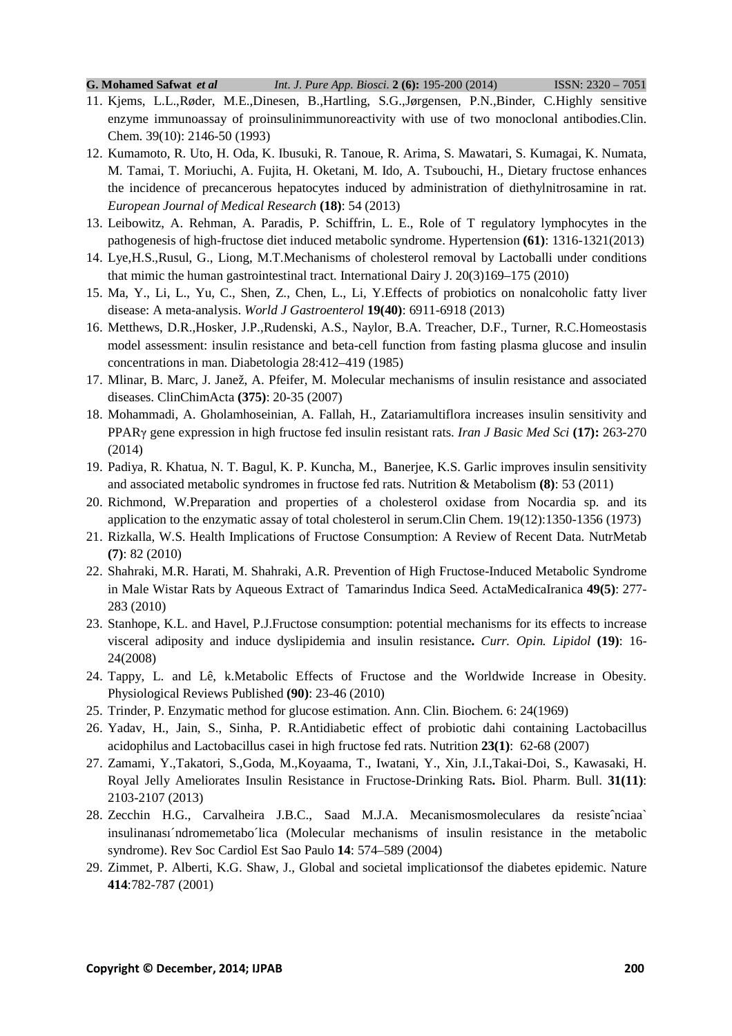11. Kjems, L.L.,Røder, M.E.,Dinesen, B.,Hartling, S.G.,Jørgensen, P.N.,Binder, C.Highly sensitive enzyme immunoassay of proinsulinimmunoreactivity with use of two monoclonal antibodies.Clin. Chem. 39(10): 2146-50 (1993)
12. Kumamoto, R. Uto, H. Oda, K. Ibusuki, R. Tanoue, R. Arima, S. Mawatari, S. Kumagai, K. Numata, M. Tamai, T. Moriuchi, A. Fujita, H. Oketani, M. Ido, A. Tsubouchi, H., Dietary fructose enhances the incidence of precancerous hepatocytes induced by administration of diethylnitrosamine in rat. *European Journal of Medical Research* **(18)**: 54 (2013)
13. Leibowitz, A. Rehman, A. Paradis, P. Schiffrin, L. E., Role of T regulatory lymphocytes in the pathogenesis of high-fructose diet induced metabolic syndrome. Hypertension **(61)**: 1316-1321(2013)
14. Lye,H.S.,Rusul, G., Liong, M.T.Mechanisms of cholesterol removal by Lactoballi under conditions that mimic the human gastrointestinal tract. International Dairy J. 20(3)169–175 (2010)
15. Ma, Y., Li, L., Yu, C., Shen, Z., Chen, L., Li, Y.Effects of probiotics on nonalcoholic fatty liver disease: A meta-analysis. *World J Gastroenterol* **19(40)**: 6911-6918 (2013)
16. Metthews, D.R.,Hosker, J.P.,Rudenski, A.S., Naylor, B.A. Treacher, D.F., Turner, R.C.Homeostasis model assessment: insulin resistance and beta-cell function from fasting plasma glucose and insulin concentrations in man. Diabetologia 28:412–419 (1985)
17. Mlinar, B. Marc, J. Janež, A. Pfeifer, M. Molecular mechanisms of insulin resistance and associated diseases. ClinChimActa **(375)**: 20-35 (2007)
18. Mohammadi, A. Gholamhoseinian, A. Fallah, H., Zatariamultiflora increases insulin sensitivity and PPARγ gene expression in high fructose fed insulin resistant rats. *Iran J Basic Med Sci* **(17):** 263-270 (2014)
19. Padiya, R. Khatua, N. T. Bagul, K. P. Kuncha, M., Banerjee, K.S. Garlic improves insulin sensitivity and associated metabolic syndromes in fructose fed rats. Nutrition & Metabolism **(8)**: 53 (2011)
20. Richmond, W.Preparation and properties of a cholesterol oxidase from Nocardia sp. and its application to the enzymatic assay of total cholesterol in serum.Clin Chem. 19(12):1350-1356 (1973)
21. Rizkalla, W.S. Health Implications of Fructose Consumption: A Review of Recent Data. NutrMetab **(7)**: 82 (2010)
22. Shahraki, M.R. Harati, M. Shahraki, A.R. Prevention of High Fructose-Induced Metabolic Syndrome in Male Wistar Rats by Aqueous Extract of Tamarindus Indica Seed. ActaMedicaIranica **49(5)**: 277-283 (2010)
23. Stanhope, K.L. and Havel, P.J.Fructose consumption: potential mechanisms for its effects to increase visceral adiposity and induce dyslipidemia and insulin resistance**.** *Curr. Opin. Lipidol* **(19)**: 16-24(2008)
24. Tappy, L. and Lê, k.Metabolic Effects of Fructose and the Worldwide Increase in Obesity. Physiological Reviews Published **(90)**: 23-46 (2010)
25. Trinder, P. Enzymatic method for glucose estimation. Ann. Clin. Biochem. 6: 24(1969)
26. Yadav, H., Jain, S., Sinha, P. R.Antidiabetic effect of probiotic dahi containing Lactobacillus acidophilus and Lactobacillus casei in high fructose fed rats. Nutrition **23(1)**: 62-68 (2007)
27. Zamami, Y.,Takatori, S.,Goda, M.,Koyaama, T., Iwatani, Y., Xin, J.I.,Takai-Doi, S., Kawasaki, H. Royal Jelly Ameliorates Insulin Resistance in Fructose-Drinking Rats**.** Biol. Pharm. Bull. **31(11)**: 2103-2107 (2013)
28. Zecchin H.G., Carvalheira J.B.C., Saad M.J.A. Mecanismosmoleculares da resisteˆnciaa` insulinanası´ndromemetabo´lica (Molecular mechanisms of insulin resistance in the metabolic syndrome). Rev Soc Cardiol Est Sao Paulo **14**: 574–589 (2004)
29. Zimmet, P. Alberti, K.G. Shaw, J., Global and societal implicationsof the diabetes epidemic. Nature **414**:782-787 (2001)